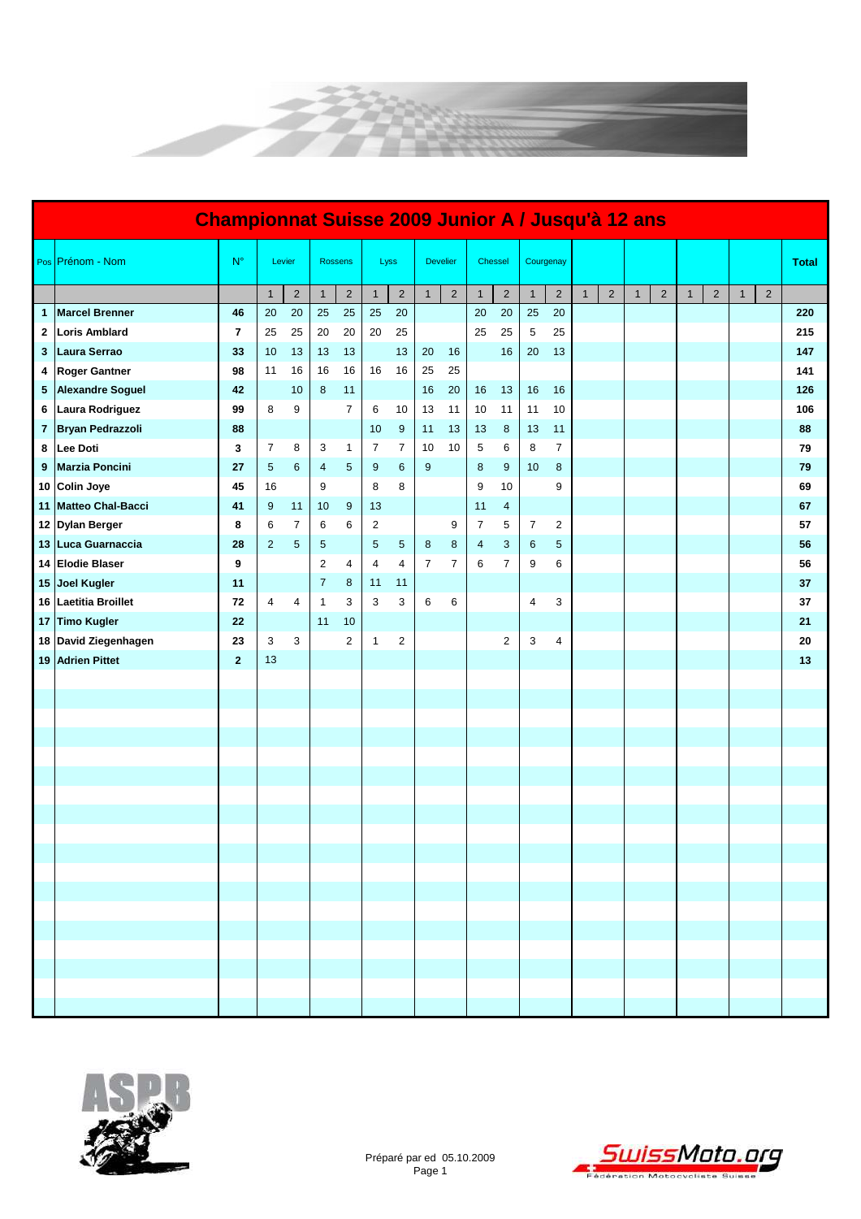# Championnat Suisse 2009 Junior A / Jusqu'à 12 ans

| Pos | Prénom - Nom | N° | Levier | | Rossens | | Lyss | | Develier | | Chessel | | Courgenay | | | | | | | | | | Total |
|---|---|---|---|---|---|---|---|---|---|---|---|---|---|---|---|---|---|---|---|---|---|---|---|
| | | | 1 | 2 | 1 | 2 | 1 | 2 | 1 | 2 | 1 | 2 | 1 | 2 | 1 | 2 | 1 | 2 | 1 | 2 | 1 | 2 | |
| 1 | **Marcel Brenner** | **46** | 20 | 20 | 25 | 25 | 25 | 20 | | | 20 | 20 | 25 | 20 | | | | | | | | | **220** |
| 2 | **Loris Amblard** | **7** | 25 | 25 | 20 | 20 | 20 | 25 | | | 25 | 25 | 5 | 25 | | | | | | | | | **215** |
| 3 | **Laura Serrao** | **33** | 10 | 13 | 13 | 13 | | 13 | 20 | 16 | | 16 | 20 | 13 | | | | | | | | | **147** |
| 4 | **Roger Gantner** | **98** | 11 | 16 | 16 | 16 | 16 | 16 | 25 | 25 | | | | | | | | | | | | | **141** |
| 5 | **Alexandre Soguel** | **42** | | 10 | 8 | 11 | | | 16 | 20 | 16 | 13 | 16 | 16 | | | | | | | | | **126** |
| 6 | **Laura Rodriguez** | **99** | 8 | 9 | | 7 | 6 | 10 | 13 | 11 | 10 | 11 | 11 | 10 | | | | | | | | | **106** |
| 7 | **Bryan Pedrazzoli** | **88** | | | | | 10 | 9 | 11 | 13 | 13 | 8 | 13 | 11 | | | | | | | | | **88** |
| 8 | **Lee Doti** | **3** | 7 | 8 | 3 | 1 | 7 | 7 | 10 | 10 | 5 | 6 | 8 | 7 | | | | | | | | | **79** |
| 9 | **Marzia Poncini** | **27** | 5 | 6 | 4 | 5 | 9 | 6 | 9 | | 8 | 9 | 10 | 8 | | | | | | | | | **79** |
| 10 | **Colin Joye** | **45** | 16 | | 9 | | 8 | 8 | | | 9 | 10 | | 9 | | | | | | | | | **69** |
| 11 | **Matteo Chal-Bacci** | **41** | 9 | 11 | 10 | 9 | 13 | | | | 11 | 4 | | | | | | | | | | | **67** |
| 12 | **Dylan Berger** | **8** | 6 | 7 | 6 | 6 | 2 | | | 9 | 7 | 5 | 7 | 2 | | | | | | | | | **57** |
| 13 | **Luca Guarnaccia** | **28** | 2 | 5 | 5 | | 5 | 5 | 8 | 8 | 4 | 3 | 6 | 5 | | | | | | | | | **56** |
| 14 | **Elodie Blaser** | **9** | | | 2 | 4 | 4 | 4 | 7 | 7 | 6 | 7 | 9 | 6 | | | | | | | | | **56** |
| 15 | **Joel Kugler** | **11** | | | 7 | 8 | 11 | 11 | | | | | | | | | | | | | | | **37** |
| 16 | **Laetitia Broillet** | **72** | 4 | 4 | 1 | 3 | 3 | 3 | 6 | 6 | | | 4 | 3 | | | | | | | | | **37** |
| 17 | **Timo Kugler** | **22** | | | 11 | 10 | | | | | | | | | | | | | | | | | **21** |
| 18 | **David Ziegenhagen** | **23** | 3 | 3 | | 2 | 1 | 2 | | | | 2 | 3 | 4 | | | | | | | | | **20** |
| 19 | **Adrien Pittet** | **2** | 13 | | | | | | | | | | | | | | | | | | | | **13** |

Préparé par ed 05.10.2009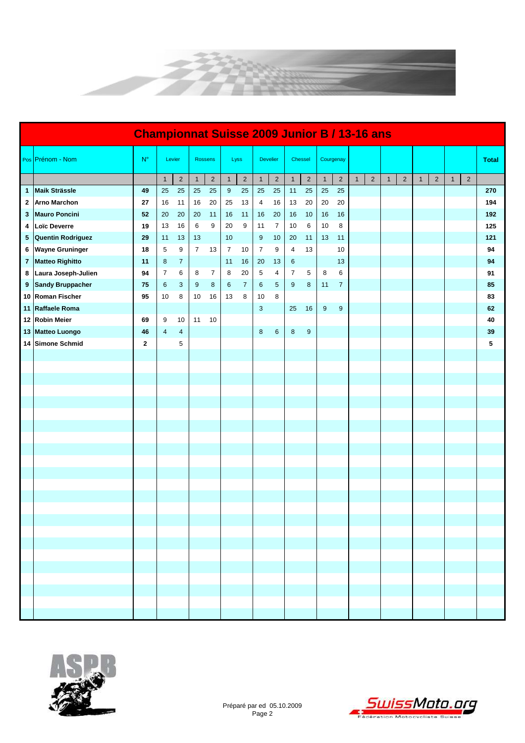# Championnat Suisse 2009 Junior B / 13-16 ans

| Pos | Prénom - Nom | N° | Levier | | Rossens | | Lyss | | Develier | | Chessel | | Courgenay | | | | | | | | | | Total |
|---|---|---|---|---|---|---|---|---|---|---|---|---|---|---|---|---|---|---|---|---|---|---|---|
| | | | 1 | 2 | 1 | 2 | 1 | 2 | 1 | 2 | 1 | 2 | 1 | 2 | 1 | 2 | 1 | 2 | 1 | 2 | 1 | 2 | |
| **1** | **Maik Strässle** | **49** | 25 | 25 | 25 | 25 | 9 | 25 | 25 | 25 | 11 | 25 | 25 | 25 | | | | | | | | | **270** |
| **2** | **Arno Marchon** | **27** | 16 | 11 | 16 | 20 | 25 | 13 | 4 | 16 | 13 | 20 | 20 | 20 | | | | | | | | | **194** |
| **3** | **Mauro Poncini** | **52** | 20 | 20 | 20 | 11 | 16 | 11 | 16 | 20 | 16 | 10 | 16 | 16 | | | | | | | | | **192** |
| **4** | **Loïc Deverre** | **19** | 13 | 16 | 6 | 9 | 20 | 9 | 11 | 7 | 10 | 6 | 10 | 8 | | | | | | | | | **125** |
| **5** | **Quentin Rodriguez** | **29** | 11 | 13 | 13 | | 10 | | 9 | 10 | 20 | 11 | 13 | 11 | | | | | | | | | **121** |
| **6** | **Wayne Gruninger** | **18** | 5 | 9 | 7 | 13 | 7 | 10 | 7 | 9 | 4 | 13 | | 10 | | | | | | | | | **94** |
| **7** | **Matteo Righitto** | **11** | 8 | 7 | | | 11 | 16 | 20 | 13 | 6 | | | 13 | | | | | | | | | **94** |
| **8** | **Laura Joseph-Julien** | **94** | 7 | 6 | 8 | 7 | 8 | 20 | 5 | 4 | 7 | 5 | 8 | 6 | | | | | | | | | **91** |
| **9** | **Sandy Bruppacher** | **75** | 6 | 3 | 9 | 8 | 6 | 7 | 6 | 5 | 9 | 8 | 11 | 7 | | | | | | | | | **85** |
| **10** | **Roman Fischer** | **95** | 10 | 8 | 10 | 16 | 13 | 8 | 10 | 8 | | | | | | | | | | | | | **83** |
| **11** | **Raffaele Roma** | | | | | | | | 3 | | 25 | 16 | 9 | 9 | | | | | | | | | **62** |
| **12** | **Robin Meier** | **69** | 9 | 10 | 11 | 10 | | | | | | | | | | | | | | | | | **40** |
| **13** | **Matteo Luongo** | **46** | 4 | 4 | | | | | 8 | 6 | 8 | 9 | | | | | | | | | | | **39** |
| **14** | **Simone Schmid** | **2** | | 5 | | | | | | | | | | | | | | | | | | | **5** |

Préparé par ed 05.10.2009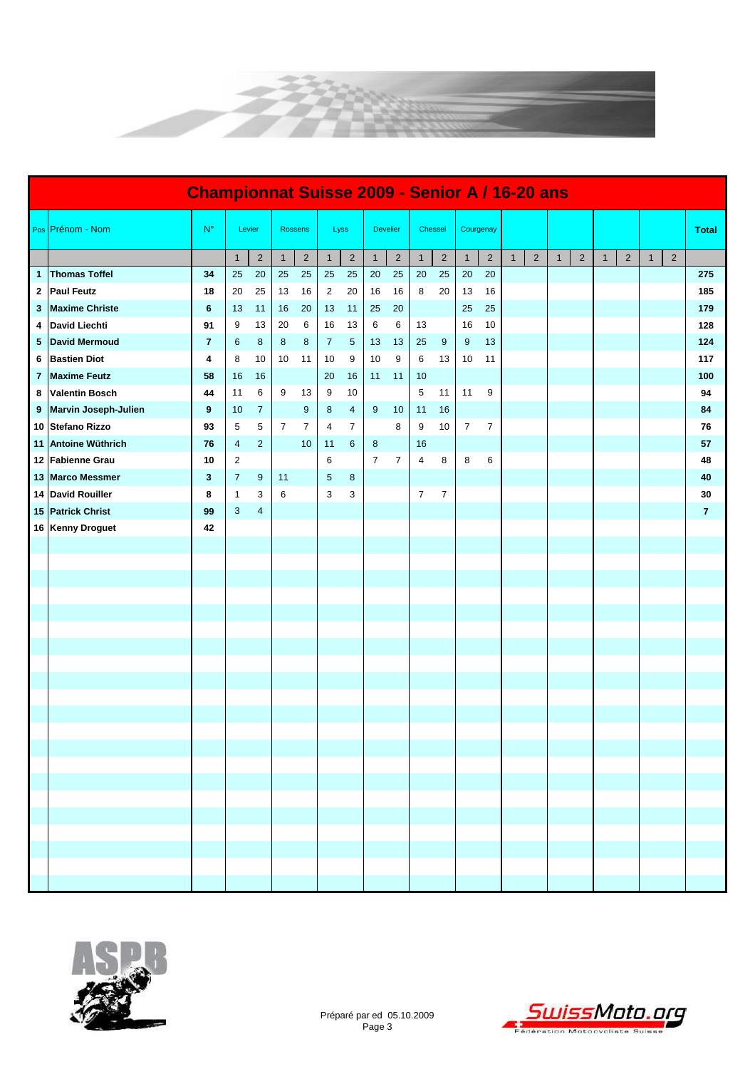# Championnat Suisse 2009 - Senior A / 16-20 ans

| Pos | Prénom - Nom | N° | Levier | | Rossens | | Lyss | | Develier | | Chessel | | Courgenay | | | | | | | | | | Total |
|---|---|---|---|---|---|---|---|---|---|---|---|---|---|---|---|---|---|---|---|---|---|---|---|
| | | | 1 | 2 | 1 | 2 | 1 | 2 | 1 | 2 | 1 | 2 | 1 | 2 | 1 | 2 | 1 | 2 | 1 | 2 | 1 | 2 | |
| 1 | **Thomas Toffel** | 34 | 25 | 20 | 25 | 25 | 25 | 25 | 20 | 25 | 20 | 25 | 20 | 20 | | | | | | | | | 275 |
| 2 | **Paul Feutz** | 18 | 20 | 25 | 13 | 16 | 2 | 20 | 16 | 16 | 8 | 20 | 13 | 16 | | | | | | | | | 185 |
| 3 | **Maxime Christe** | 6 | 13 | 11 | 16 | 20 | 13 | 11 | 25 | 20 | | | 25 | 25 | | | | | | | | | 179 |
| 4 | **David Liechti** | 91 | 9 | 13 | 20 | 6 | 16 | 13 | 6 | 6 | 13 | | 16 | 10 | | | | | | | | | 128 |
| 5 | **David Mermoud** | 7 | 6 | 8 | 8 | 8 | 7 | 5 | 13 | 13 | 25 | 9 | 9 | 13 | | | | | | | | | 124 |
| 6 | **Bastien Diot** | 4 | 8 | 10 | 10 | 11 | 10 | 9 | 10 | 9 | 6 | 13 | 10 | 11 | | | | | | | | | 117 |
| 7 | **Maxime Feutz** | 58 | 16 | 16 | | | 20 | 16 | 11 | 11 | 10 | | | | | | | | | | | | 100 |
| 8 | **Valentin Bosch** | 44 | 11 | 6 | 9 | 13 | 9 | 10 | | | 5 | 11 | 11 | 9 | | | | | | | | | 94 |
| 9 | **Marvin Joseph-Julien** | 9 | 10 | 7 | | 9 | 8 | 4 | 9 | 10 | 11 | 16 | | | | | | | | | | | 84 |
| 10 | **Stefano Rizzo** | 93 | 5 | 5 | 7 | 7 | 4 | 7 | | 8 | 9 | 10 | 7 | 7 | | | | | | | | | 76 |
| 11 | **Antoine Wüthrich** | 76 | 4 | 2 | | 10 | 11 | 6 | 8 | | 16 | | | | | | | | | | | | 57 |
| 12 | **Fabienne Grau** | 10 | 2 | | | | 6 | | 7 | 7 | 4 | 8 | 8 | 6 | | | | | | | | | 48 |
| 13 | **Marco Messmer** | 3 | 7 | 9 | 11 | | 5 | 8 | | | | | | | | | | | | | | | 40 |
| 14 | **David Rouiller** | 8 | 1 | 3 | 6 | | 3 | 3 | | | 7 | 7 | | | | | | | | | | | 30 |
| 15 | **Patrick Christ** | 99 | 3 | 4 | | | | | | | | | | | | | | | | | | | 7 |
| 16 | **Kenny Droguet** | 42 | | | | | | | | | | | | | | | | | | | | | |

Préparé par ed 05.10.2009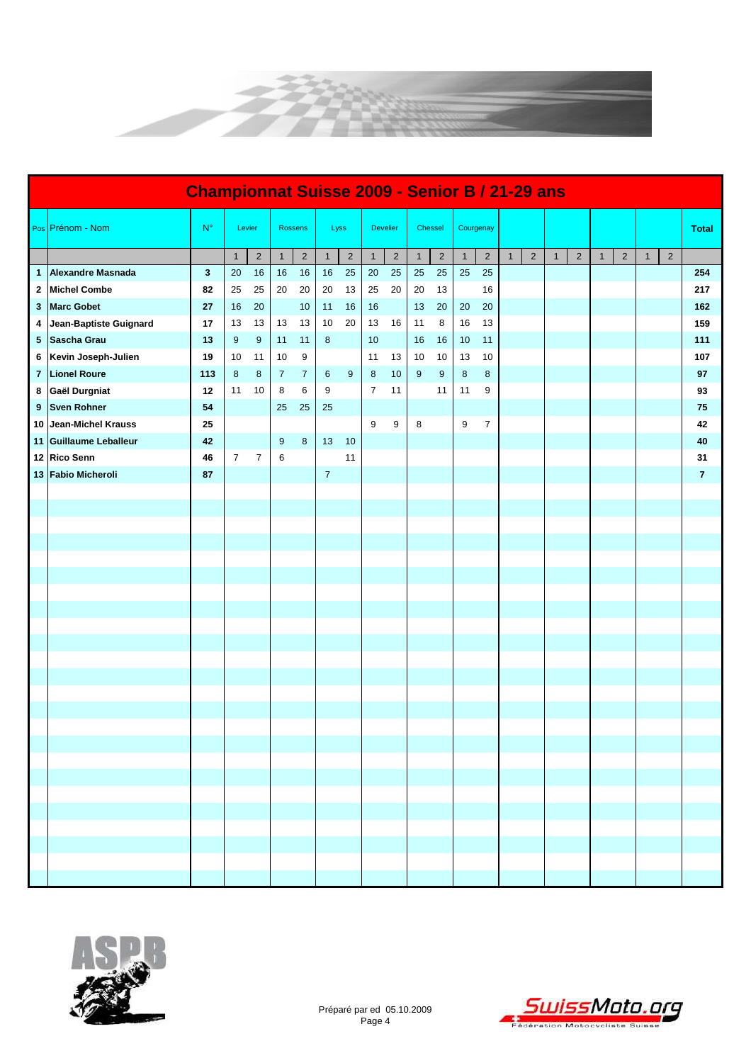# Championnat Suisse 2009 - Senior B / 21-29 ans

| Pos | Prénom - Nom | N° | Levier | | Rossens | | Lyss | | Develier | | Chessel | | Courgenay | | | | | | | | | | Total |
|---|---|---|---|---|---|---|---|---|---|---|---|---|---|---|---|---|---|---|---|---|---|---|---|
| | | | 1 | 2 | 1 | 2 | 1 | 2 | 1 | 2 | 1 | 2 | 1 | 2 | 1 | 2 | 1 | 2 | 1 | 2 | 1 | 2 | |
| 1 | **Alexandre Masnada** | **3** | 20 | 16 | 16 | 16 | 16 | 25 | 20 | 25 | 25 | 25 | 25 | 25 | | | | | | | | | **254** |
| 2 | **Michel Combe** | **82** | 25 | 25 | 20 | 20 | 20 | 13 | 25 | 20 | 20 | 13 | | 16 | | | | | | | | | **217** |
| 3 | **Marc Gobet** | **27** | 16 | 20 | | 10 | 11 | 16 | 16 | | 13 | 20 | 20 | 20 | | | | | | | | | **162** |
| 4 | **Jean-Baptiste Guignard** | **17** | 13 | 13 | 13 | 13 | 10 | 20 | 13 | 16 | 11 | 8 | 16 | 13 | | | | | | | | | **159** |
| 5 | **Sascha Grau** | **13** | 9 | 9 | 11 | 11 | 8 | | 10 | | 16 | 16 | 10 | 11 | | | | | | | | | **111** |
| 6 | **Kevin Joseph-Julien** | **19** | 10 | 11 | 10 | 9 | | | 11 | 13 | 10 | 10 | 13 | 10 | | | | | | | | | **107** |
| 7 | **Lionel Roure** | **113** | 8 | 8 | 7 | 7 | 6 | 9 | 8 | 10 | 9 | 9 | 8 | 8 | | | | | | | | | **97** |
| 8 | **Gaël Durgniat** | **12** | 11 | 10 | 8 | 6 | 9 | | 7 | 11 | | 11 | 11 | 9 | | | | | | | | | **93** |
| 9 | **Sven Rohner** | **54** | | | 25 | 25 | 25 | | | | | | | | | | | | | | | | **75** |
| 10 | **Jean-Michel Krauss** | **25** | | | | | | | 9 | 9 | 8 | | 9 | 7 | | | | | | | | | **42** |
| 11 | **Guillaume Leballeur** | **42** | | | 9 | 8 | 13 | 10 | | | | | | | | | | | | | | | **40** |
| 12 | **Rico Senn** | **46** | 7 | 7 | 6 | | | 11 | | | | | | | | | | | | | | | **31** |
| 13 | **Fabio Micheroli** | **87** | | | | | 7 | | | | | | | | | | | | | | | | **7** |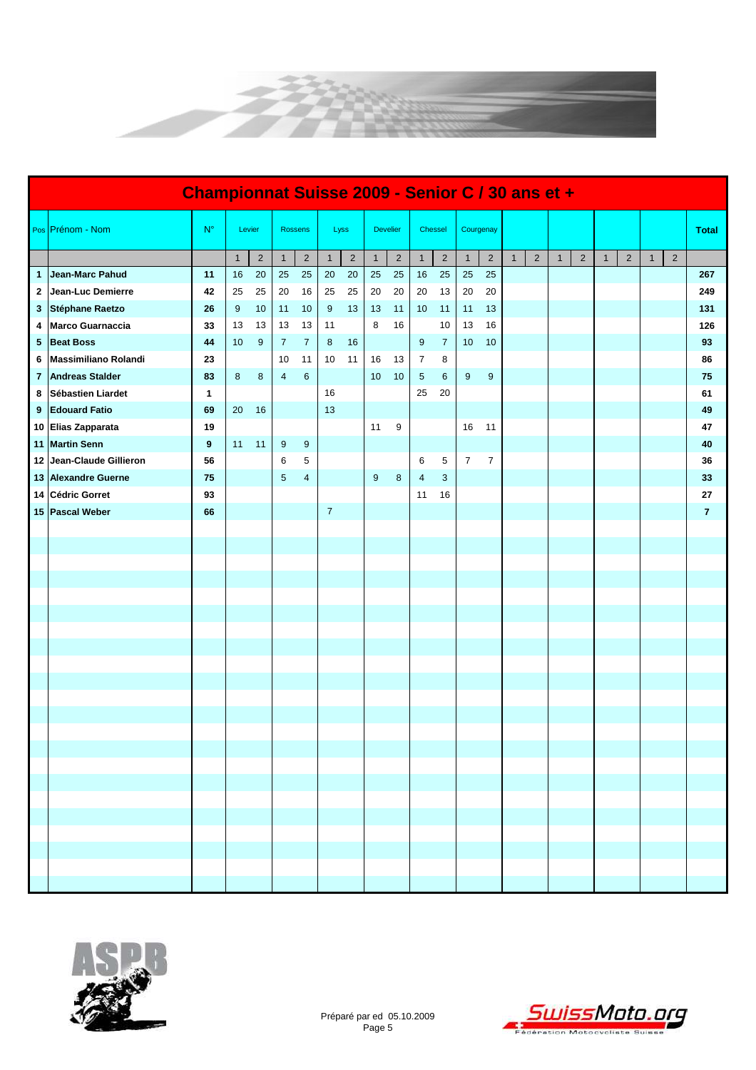# Championnat Suisse 2009 - Senior C / 30 ans et +

| Pos | Prénom - Nom | N° | Levier | | Rossens | | Lyss | | Develier | | Chessel | | Courgenay | | | | | | | | | | Total |
|---|---|---|---|---|---|---|---|---|---|---|---|---|---|---|---|---|---|---|---|---|---|---|---|
| | | | 1 | 2 | 1 | 2 | 1 | 2 | 1 | 2 | 1 | 2 | 1 | 2 | 1 | 2 | 1 | 2 | 1 | 2 | 1 | 2 | |
| 1 | **Jean-Marc Pahud** | **11** | 16 | 20 | 25 | 25 | 20 | 20 | 25 | 25 | 16 | 25 | 25 | 25 | | | | | | | | | **267** |
| 2 | **Jean-Luc Demierre** | **42** | 25 | 25 | 20 | 16 | 25 | 25 | 20 | 20 | 20 | 13 | 20 | 20 | | | | | | | | | **249** |
| 3 | **Stéphane Raetzo** | **26** | 9 | 10 | 11 | 10 | 9 | 13 | 13 | 11 | 10 | 11 | 11 | 13 | | | | | | | | | **131** |
| 4 | **Marco Guarnaccia** | **33** | 13 | 13 | 13 | 13 | 11 | | 8 | 16 | | 10 | 13 | 16 | | | | | | | | | **126** |
| 5 | **Beat Boss** | **44** | 10 | 9 | 7 | 7 | 8 | 16 | | | 9 | 7 | 10 | 10 | | | | | | | | | **93** |
| 6 | **Massimiliano Rolandi** | **23** | | | 10 | 11 | 10 | 11 | 16 | 13 | 7 | 8 | | | | | | | | | | | **86** |
| 7 | **Andreas Stalder** | **83** | 8 | 8 | 4 | 6 | | | 10 | 10 | 5 | 6 | 9 | 9 | | | | | | | | | **75** |
| 8 | **Sébastien Liardet** | **1** | | | | | 16 | | | | 25 | 20 | | | | | | | | | | | **61** |
| 9 | **Edouard Fatio** | **69** | 20 | 16 | | | 13 | | | | | | | | | | | | | | | | **49** |
| 10 | **Elias Zapparata** | **19** | | | | | | | 11 | 9 | | | 16 | 11 | | | | | | | | | **47** |
| 11 | **Martin Senn** | **9** | 11 | 11 | 9 | 9 | | | | | | | | | | | | | | | | | **40** |
| 12 | **Jean-Claude Gillieron** | **56** | | | 6 | 5 | | | | | 6 | 5 | 7 | 7 | | | | | | | | | **36** |
| 13 | **Alexandre Guerne** | **75** | | | 5 | 4 | | | 9 | 8 | 4 | 3 | | | | | | | | | | | **33** |
| 14 | **Cédric Gorret** | **93** | | | | | | | | | 11 | 16 | | | | | | | | | | | **27** |
| 15 | **Pascal Weber** | **66** | | | | | 7 | | | | | | | | | | | | | | | | **7** |